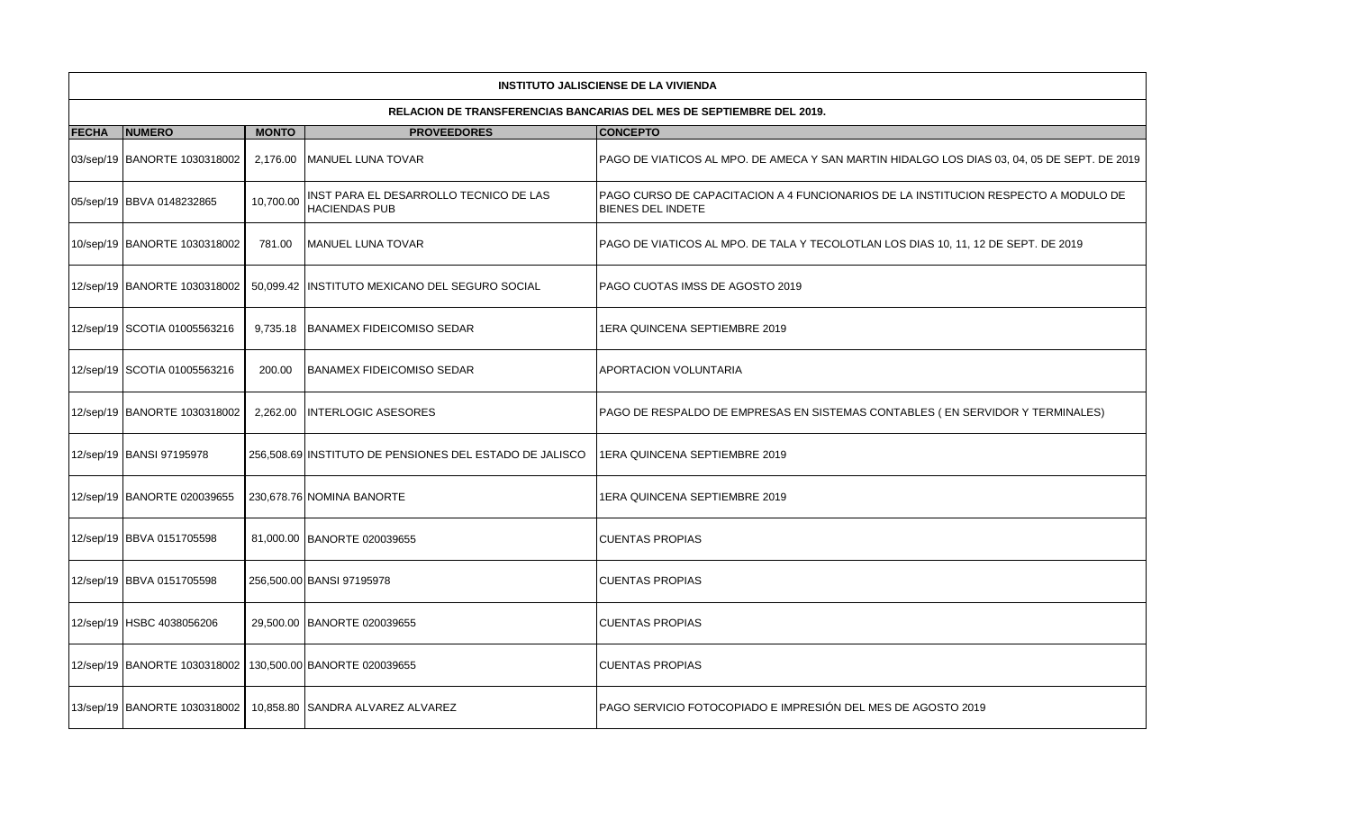| INSTITUTO JALISCIENSE DE LA VIVIENDA | | | | |
|---|---|---|---|---|
| RELACION DE TRANSFERENCIAS BANCARIAS DEL MES DE SEPTIEMBRE DEL 2019. | | | | |
| **FECHA** | **NUMERO** | **MONTO** | **PROVEEDORES** | **CONCEPTO** |
| 03/sep/19 | BANORTE 1030318002 | 2,176.00 | MANUEL LUNA TOVAR | PAGO DE VIATICOS AL MPO. DE AMECA Y SAN MARTIN HIDALGO LOS DIAS 03, 04, 05 DE SEPT. DE 2019 |
| 05/sep/19 | BBVA 0148232865 | 10,700.00 | INST PARA EL DESARROLLO TECNICO DE LAS HACIENDAS PUB | PAGO CURSO DE CAPACITACION A 4 FUNCIONARIOS DE LA INSTITUCION RESPECTO A MODULO DE BIENES DEL INDETE |
| 10/sep/19 | BANORTE 1030318002 | 781.00 | MANUEL LUNA TOVAR | PAGO DE VIATICOS AL MPO. DE TALA Y TECOLOTLAN LOS DIAS 10, 11, 12 DE SEPT. DE 2019 |
| 12/sep/19 | BANORTE 1030318002 | 50,099.42 | INSTITUTO MEXICANO DEL SEGURO SOCIAL | PAGO CUOTAS IMSS DE AGOSTO 2019 |
| 12/sep/19 | SCOTIA 01005563216 | 9,735.18 | BANAMEX FIDEICOMISO SEDAR | 1ERA QUINCENA SEPTIEMBRE 2019 |
| 12/sep/19 | SCOTIA 01005563216 | 200.00 | BANAMEX FIDEICOMISO SEDAR | APORTACION VOLUNTARIA |
| 12/sep/19 | BANORTE 1030318002 | 2,262.00 | INTERLOGIC ASESORES | PAGO DE RESPALDO DE EMPRESAS EN SISTEMAS CONTABLES ( EN SERVIDOR Y TERMINALES) |
| 12/sep/19 | BANSI 97195978 | 256,508.69 | INSTITUTO DE PENSIONES DEL ESTADO DE JALISCO | 1ERA QUINCENA SEPTIEMBRE 2019 |
| 12/sep/19 | BANORTE 020039655 | 230,678.76 | NOMINA BANORTE | 1ERA QUINCENA SEPTIEMBRE 2019 |
| 12/sep/19 | BBVA 0151705598 | 81,000.00 | BANORTE 020039655 | CUENTAS PROPIAS |
| 12/sep/19 | BBVA 0151705598 | 256,500.00 | BANSI 97195978 | CUENTAS PROPIAS |
| 12/sep/19 | HSBC 4038056206 | 29,500.00 | BANORTE 020039655 | CUENTAS PROPIAS |
| 12/sep/19 | BANORTE 1030318002 | 130,500.00 | BANORTE 020039655 | CUENTAS PROPIAS |
| 13/sep/19 | BANORTE 1030318002 | 10,858.80 | SANDRA ALVAREZ ALVAREZ | PAGO SERVICIO FOTOCOPIADO E IMPRESIÓN DEL MES DE AGOSTO 2019 |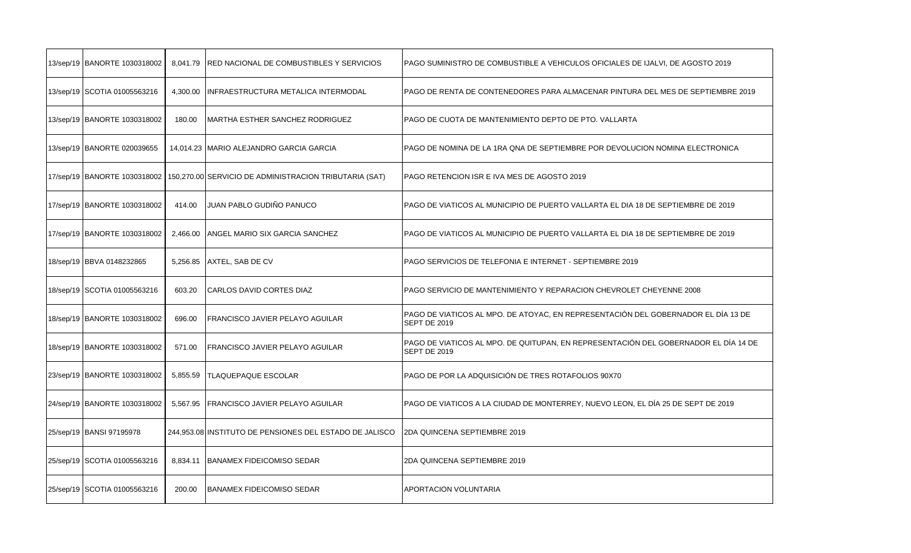| | | | | |
|---|---|---|---|---|
| 13/sep/19 | BANORTE 1030318002 | 8,041.79 | RED NACIONAL DE COMBUSTIBLES Y SERVICIOS | PAGO SUMINISTRO DE COMBUSTIBLE A VEHICULOS OFICIALES DE IJALVI, DE AGOSTO 2019 |
| 13/sep/19 | SCOTIA 01005563216 | 4,300.00 | INFRAESTRUCTURA METALICA INTERMODAL | PAGO DE RENTA DE CONTENEDORES PARA ALMACENAR PINTURA DEL MES DE SEPTIEMBRE 2019 |
| 13/sep/19 | BANORTE 1030318002 | 180.00 | MARTHA ESTHER SANCHEZ RODRIGUEZ | PAGO DE CUOTA DE MANTENIMIENTO DEPTO DE PTO. VALLARTA |
| 13/sep/19 | BANORTE 020039655 | 14,014.23 | MARIO ALEJANDRO GARCIA GARCIA | PAGO DE NOMINA DE LA 1RA QNA DE SEPTIEMBRE POR DEVOLUCION NOMINA ELECTRONICA |
| 17/sep/19 | BANORTE 1030318002 | 150,270.00 | SERVICIO DE ADMINISTRACION TRIBUTARIA (SAT) | PAGO RETENCION ISR E IVA MES DE AGOSTO 2019 |
| 17/sep/19 | BANORTE 1030318002 | 414.00 | JUAN PABLO GUDIÑO PANUCO | PAGO DE VIATICOS AL MUNICIPIO DE PUERTO VALLARTA EL DIA 18 DE SEPTIEMBRE DE 2019 |
| 17/sep/19 | BANORTE 1030318002 | 2,466.00 | ANGEL MARIO SIX GARCIA SANCHEZ | PAGO DE VIATICOS AL MUNICIPIO DE PUERTO VALLARTA EL DIA 18 DE SEPTIEMBRE DE 2019 |
| 18/sep/19 | BBVA 0148232865 | 5,256.85 | AXTEL, SAB DE CV | PAGO SERVICIOS DE TELEFONIA E INTERNET - SEPTIEMBRE 2019 |
| 18/sep/19 | SCOTIA 01005563216 | 603.20 | CARLOS DAVID CORTES DIAZ | PAGO SERVICIO DE MANTENIMIENTO Y REPARACION CHEVROLET CHEYENNE 2008 |
| 18/sep/19 | BANORTE 1030318002 | 696.00 | FRANCISCO JAVIER PELAYO AGUILAR | PAGO DE VIATICOS AL MPO. DE ATOYAC, EN REPRESENTACIÓN DEL GOBERNADOR EL DÍA 13 DE SEPT DE 2019 |
| 18/sep/19 | BANORTE 1030318002 | 571.00 | FRANCISCO JAVIER PELAYO AGUILAR | PAGO DE VIATICOS AL MPO. DE QUITUPAN, EN REPRESENTACIÓN DEL GOBERNADOR EL DÍA 14 DE SEPT DE 2019 |
| 23/sep/19 | BANORTE 1030318002 | 5,855.59 | TLAQUEPAQUE ESCOLAR | PAGO DE POR LA ADQUISICIÓN DE TRES ROTAFOLIOS 90X70 |
| 24/sep/19 | BANORTE 1030318002 | 5,567.95 | FRANCISCO JAVIER PELAYO AGUILAR | PAGO DE VIATICOS A LA CIUDAD DE MONTERREY, NUEVO LEON, EL DÍA 25 DE SEPT DE 2019 |
| 25/sep/19 | BANSI 97195978 | 244,953.08 | INSTITUTO DE PENSIONES DEL ESTADO DE JALISCO | 2DA QUINCENA SEPTIEMBRE 2019 |
| 25/sep/19 | SCOTIA 01005563216 | 8,834.11 | BANAMEX FIDEICOMISO SEDAR | 2DA QUINCENA SEPTIEMBRE 2019 |
| 25/sep/19 | SCOTIA 01005563216 | 200.00 | BANAMEX FIDEICOMISO SEDAR | APORTACION VOLUNTARIA |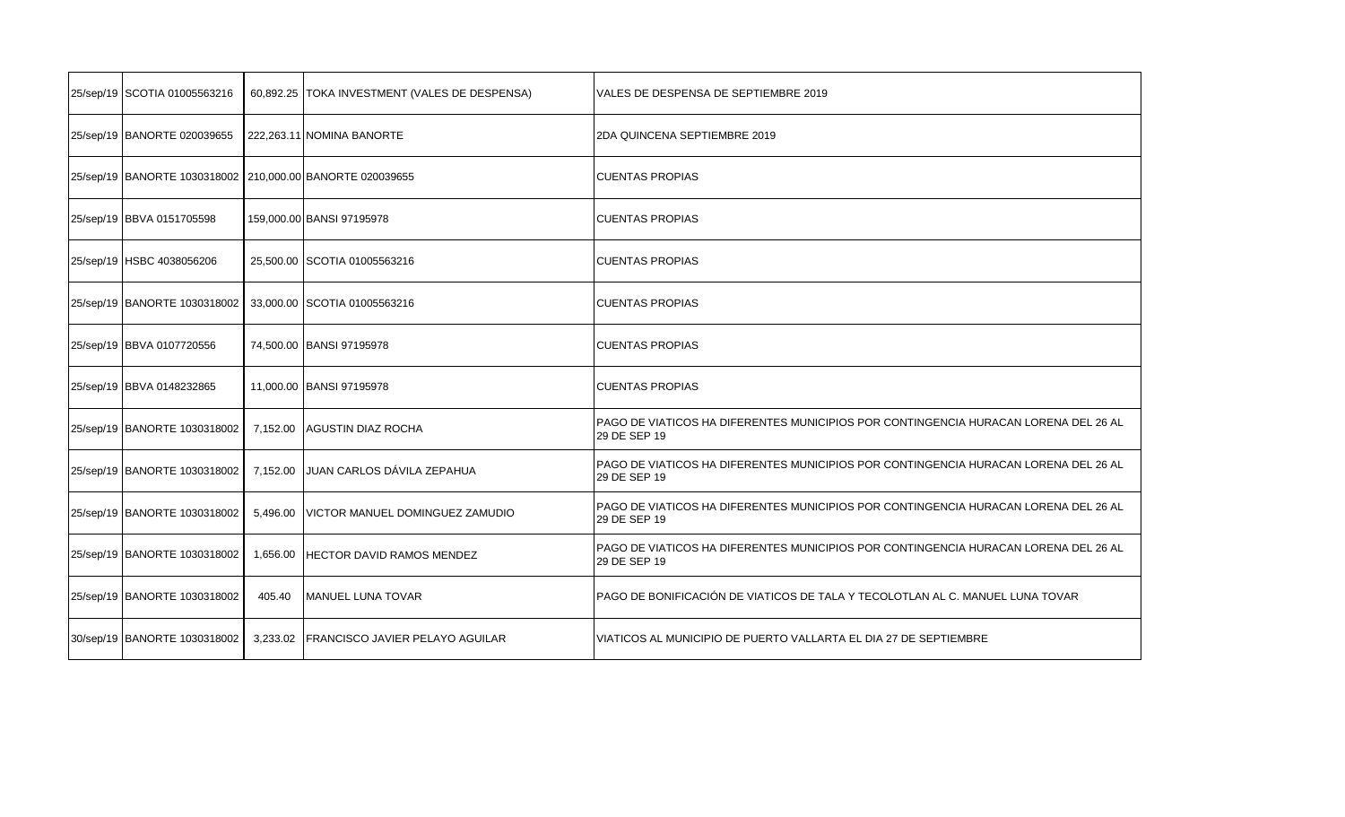| | | | | |
|---|---|---|---|---|
| 25/sep/19 | SCOTIA 01005563216 | 60,892.25 | TOKA INVESTMENT (VALES DE DESPENSA) | VALES DE DESPENSA DE SEPTIEMBRE 2019 |
| 25/sep/19 | BANORTE 020039655 | 222,263.11 | NOMINA BANORTE | 2DA QUINCENA SEPTIEMBRE 2019 |
| 25/sep/19 | BANORTE 1030318002 | 210,000.00 | BANORTE 020039655 | CUENTAS PROPIAS |
| 25/sep/19 | BBVA 0151705598 | 159,000.00 | BANSI 97195978 | CUENTAS PROPIAS |
| 25/sep/19 | HSBC 4038056206 | 25,500.00 | SCOTIA 01005563216 | CUENTAS PROPIAS |
| 25/sep/19 | BANORTE 1030318002 | 33,000.00 | SCOTIA 01005563216 | CUENTAS PROPIAS |
| 25/sep/19 | BBVA 0107720556 | 74,500.00 | BANSI 97195978 | CUENTAS PROPIAS |
| 25/sep/19 | BBVA 0148232865 | 11,000.00 | BANSI 97195978 | CUENTAS PROPIAS |
| 25/sep/19 | BANORTE 1030318002 | 7,152.00 | AGUSTIN DIAZ ROCHA | PAGO DE VIATICOS HA DIFERENTES MUNICIPIOS POR CONTINGENCIA HURACAN LORENA DEL 26 AL 29 DE SEP 19 |
| 25/sep/19 | BANORTE 1030318002 | 7,152.00 | JUAN CARLOS DÁVILA ZEPAHUA | PAGO DE VIATICOS HA DIFERENTES MUNICIPIOS POR CONTINGENCIA HURACAN LORENA DEL 26 AL 29 DE SEP 19 |
| 25/sep/19 | BANORTE 1030318002 | 5,496.00 | VICTOR MANUEL DOMINGUEZ ZAMUDIO | PAGO DE VIATICOS HA DIFERENTES MUNICIPIOS POR CONTINGENCIA HURACAN LORENA DEL 26 AL 29 DE SEP 19 |
| 25/sep/19 | BANORTE 1030318002 | 1,656.00 | HECTOR DAVID RAMOS MENDEZ | PAGO DE VIATICOS HA DIFERENTES MUNICIPIOS POR CONTINGENCIA HURACAN LORENA DEL 26 AL 29 DE SEP 19 |
| 25/sep/19 | BANORTE 1030318002 | 405.40 | MANUEL LUNA TOVAR | PAGO DE BONIFICACIÓN DE VIATICOS DE TALA Y TECOLOTLAN AL C. MANUEL LUNA TOVAR |
| 30/sep/19 | BANORTE 1030318002 | 3,233.02 | FRANCISCO JAVIER PELAYO AGUILAR | VIATICOS AL MUNICIPIO DE PUERTO VALLARTA EL DIA 27 DE SEPTIEMBRE |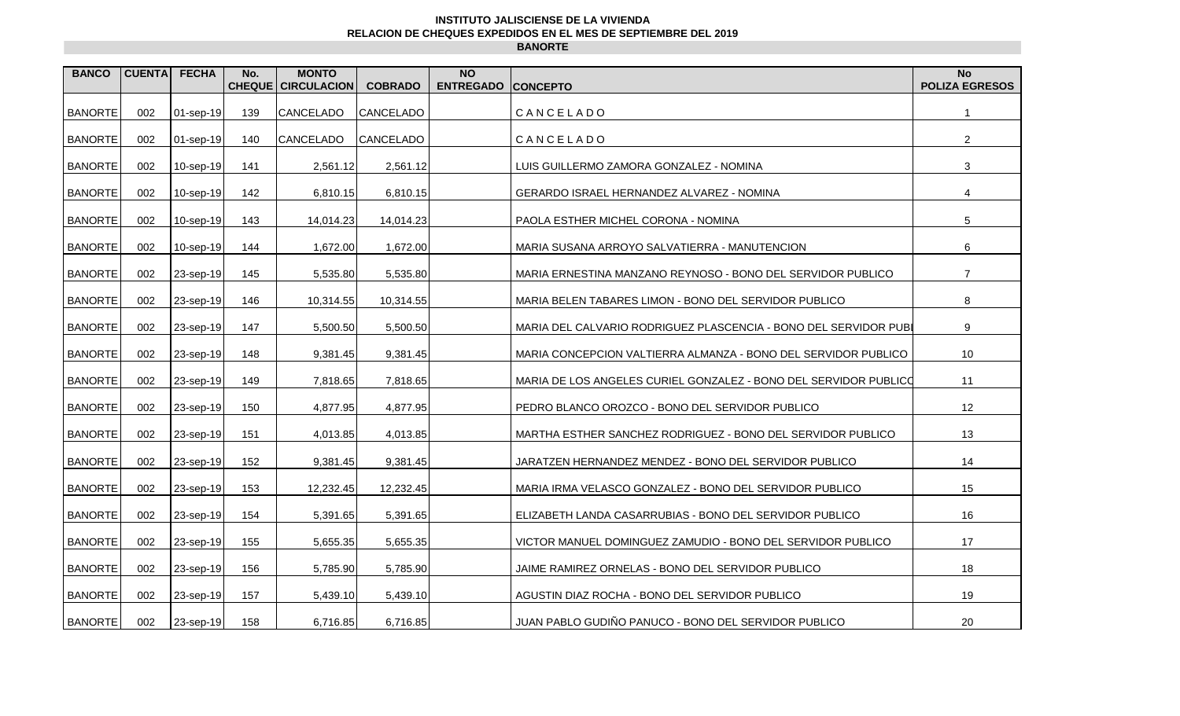**INSTITUTO JALISCIENSE DE LA VIVIENDA**

**RELACION DE CHEQUES EXPEDIDOS EN EL MES DE SEPTIEMBRE DEL 2019**

**BANORTE**

| BANCO | CUENTA | FECHA | No. CHEQUE | MONTO CIRCULACION | COBRADO | NO ENTREGADO | CONCEPTO | No POLIZA EGRESOS |
|---|---|---|---|---|---|---|---|---|
| BANORTE | 002 | 01-sep-19 | 139 | CANCELADO | CANCELADO | | C A N C E L A D O | 1 |
| BANORTE | 002 | 01-sep-19 | 140 | CANCELADO | CANCELADO | | C A N C E L A D O | 2 |
| BANORTE | 002 | 10-sep-19 | 141 | 2,561.12 | 2,561.12 | | LUIS GUILLERMO ZAMORA GONZALEZ - NOMINA | 3 |
| BANORTE | 002 | 10-sep-19 | 142 | 6,810.15 | 6,810.15 | | GERARDO ISRAEL HERNANDEZ ALVAREZ - NOMINA | 4 |
| BANORTE | 002 | 10-sep-19 | 143 | 14,014.23 | 14,014.23 | | PAOLA ESTHER MICHEL CORONA - NOMINA | 5 |
| BANORTE | 002 | 10-sep-19 | 144 | 1,672.00 | 1,672.00 | | MARIA SUSANA ARROYO SALVATIERRA - MANUTENCION | 6 |
| BANORTE | 002 | 23-sep-19 | 145 | 5,535.80 | 5,535.80 | | MARIA ERNESTINA MANZANO REYNOSO - BONO DEL SERVIDOR PUBLICO | 7 |
| BANORTE | 002 | 23-sep-19 | 146 | 10,314.55 | 10,314.55 | | MARIA BELEN TABARES LIMON - BONO DEL SERVIDOR PUBLICO | 8 |
| BANORTE | 002 | 23-sep-19 | 147 | 5,500.50 | 5,500.50 | | MARIA DEL CALVARIO RODRIGUEZ PLASCENCIA - BONO DEL SERVIDOR PUBI | 9 |
| BANORTE | 002 | 23-sep-19 | 148 | 9,381.45 | 9,381.45 | | MARIA CONCEPCION VALTIERRA ALMANZA - BONO DEL SERVIDOR PUBLICO | 10 |
| BANORTE | 002 | 23-sep-19 | 149 | 7,818.65 | 7,818.65 | | MARIA DE LOS ANGELES CURIEL GONZALEZ - BONO DEL SERVIDOR PUBLICO | 11 |
| BANORTE | 002 | 23-sep-19 | 150 | 4,877.95 | 4,877.95 | | PEDRO BLANCO OROZCO - BONO DEL SERVIDOR PUBLICO | 12 |
| BANORTE | 002 | 23-sep-19 | 151 | 4,013.85 | 4,013.85 | | MARTHA ESTHER SANCHEZ RODRIGUEZ - BONO DEL SERVIDOR PUBLICO | 13 |
| BANORTE | 002 | 23-sep-19 | 152 | 9,381.45 | 9,381.45 | | JARATZEN HERNANDEZ MENDEZ - BONO DEL SERVIDOR PUBLICO | 14 |
| BANORTE | 002 | 23-sep-19 | 153 | 12,232.45 | 12,232.45 | | MARIA IRMA VELASCO GONZALEZ - BONO DEL SERVIDOR PUBLICO | 15 |
| BANORTE | 002 | 23-sep-19 | 154 | 5,391.65 | 5,391.65 | | ELIZABETH LANDA CASARRUBIAS - BONO DEL SERVIDOR PUBLICO | 16 |
| BANORTE | 002 | 23-sep-19 | 155 | 5,655.35 | 5,655.35 | | VICTOR MANUEL DOMINGUEZ ZAMUDIO - BONO DEL SERVIDOR PUBLICO | 17 |
| BANORTE | 002 | 23-sep-19 | 156 | 5,785.90 | 5,785.90 | | JAIME RAMIREZ ORNELAS - BONO DEL SERVIDOR PUBLICO | 18 |
| BANORTE | 002 | 23-sep-19 | 157 | 5,439.10 | 5,439.10 | | AGUSTIN DIAZ ROCHA - BONO DEL SERVIDOR PUBLICO | 19 |
| BANORTE | 002 | 23-sep-19 | 158 | 6,716.85 | 6,716.85 | | JUAN PABLO GUDIÑO PANUCO - BONO DEL SERVIDOR PUBLICO | 20 |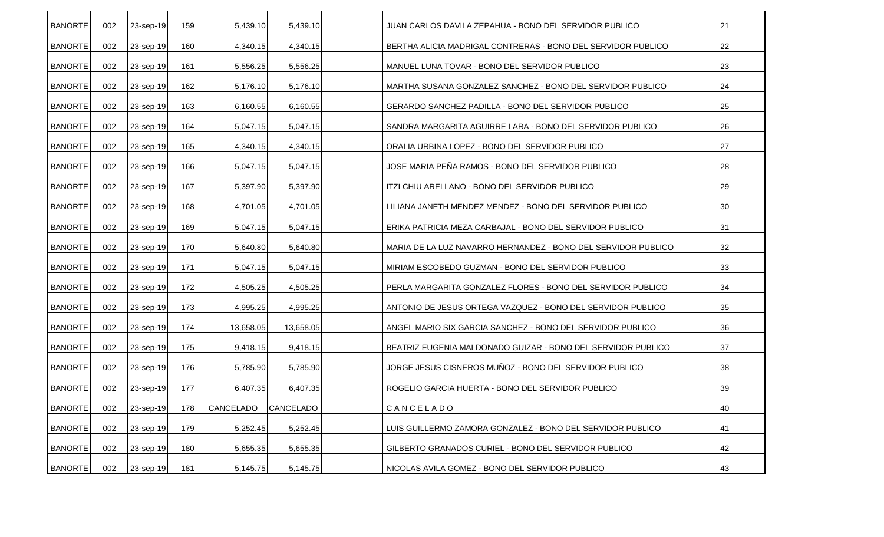| | | | | | | | | |
|---|---|---|---|---|---|---|---|---|
| BANORTE | 002 | 23-sep-19 | 159 | 5,439.10 | 5,439.10 | | JUAN CARLOS DAVILA ZEPAHUA - BONO DEL SERVIDOR PUBLICO | 21 |
| BANORTE | 002 | 23-sep-19 | 160 | 4,340.15 | 4,340.15 | | BERTHA ALICIA MADRIGAL CONTRERAS - BONO DEL SERVIDOR PUBLICO | 22 |
| BANORTE | 002 | 23-sep-19 | 161 | 5,556.25 | 5,556.25 | | MANUEL LUNA TOVAR - BONO DEL SERVIDOR PUBLICO | 23 |
| BANORTE | 002 | 23-sep-19 | 162 | 5,176.10 | 5,176.10 | | MARTHA SUSANA GONZALEZ SANCHEZ - BONO DEL SERVIDOR PUBLICO | 24 |
| BANORTE | 002 | 23-sep-19 | 163 | 6,160.55 | 6,160.55 | | GERARDO SANCHEZ PADILLA - BONO DEL SERVIDOR PUBLICO | 25 |
| BANORTE | 002 | 23-sep-19 | 164 | 5,047.15 | 5,047.15 | | SANDRA MARGARITA AGUIRRE LARA - BONO DEL SERVIDOR PUBLICO | 26 |
| BANORTE | 002 | 23-sep-19 | 165 | 4,340.15 | 4,340.15 | | ORALIA URBINA LOPEZ - BONO DEL SERVIDOR PUBLICO | 27 |
| BANORTE | 002 | 23-sep-19 | 166 | 5,047.15 | 5,047.15 | | JOSE MARIA PEÑA RAMOS - BONO DEL SERVIDOR PUBLICO | 28 |
| BANORTE | 002 | 23-sep-19 | 167 | 5,397.90 | 5,397.90 | | ITZI CHIU ARELLANO - BONO DEL SERVIDOR PUBLICO | 29 |
| BANORTE | 002 | 23-sep-19 | 168 | 4,701.05 | 4,701.05 | | LILIANA JANETH MENDEZ MENDEZ - BONO DEL SERVIDOR PUBLICO | 30 |
| BANORTE | 002 | 23-sep-19 | 169 | 5,047.15 | 5,047.15 | | ERIKA PATRICIA MEZA CARBAJAL - BONO DEL SERVIDOR PUBLICO | 31 |
| BANORTE | 002 | 23-sep-19 | 170 | 5,640.80 | 5,640.80 | | MARIA DE LA LUZ NAVARRO HERNANDEZ - BONO DEL SERVIDOR PUBLICO | 32 |
| BANORTE | 002 | 23-sep-19 | 171 | 5,047.15 | 5,047.15 | | MIRIAM ESCOBEDO GUZMAN - BONO DEL SERVIDOR PUBLICO | 33 |
| BANORTE | 002 | 23-sep-19 | 172 | 4,505.25 | 4,505.25 | | PERLA MARGARITA GONZALEZ FLORES - BONO DEL SERVIDOR PUBLICO | 34 |
| BANORTE | 002 | 23-sep-19 | 173 | 4,995.25 | 4,995.25 | | ANTONIO DE JESUS ORTEGA VAZQUEZ - BONO DEL SERVIDOR PUBLICO | 35 |
| BANORTE | 002 | 23-sep-19 | 174 | 13,658.05 | 13,658.05 | | ANGEL MARIO SIX GARCIA SANCHEZ - BONO DEL SERVIDOR PUBLICO | 36 |
| BANORTE | 002 | 23-sep-19 | 175 | 9,418.15 | 9,418.15 | | BEATRIZ EUGENIA MALDONADO GUIZAR - BONO DEL SERVIDOR PUBLICO | 37 |
| BANORTE | 002 | 23-sep-19 | 176 | 5,785.90 | 5,785.90 | | JORGE JESUS CISNEROS MUÑOZ - BONO DEL SERVIDOR PUBLICO | 38 |
| BANORTE | 002 | 23-sep-19 | 177 | 6,407.35 | 6,407.35 | | ROGELIO GARCIA HUERTA - BONO DEL SERVIDOR PUBLICO | 39 |
| BANORTE | 002 | 23-sep-19 | 178 | CANCELADO | CANCELADO | | C A N C E L A D O | 40 |
| BANORTE | 002 | 23-sep-19 | 179 | 5,252.45 | 5,252.45 | | LUIS GUILLERMO ZAMORA GONZALEZ - BONO DEL SERVIDOR PUBLICO | 41 |
| BANORTE | 002 | 23-sep-19 | 180 | 5,655.35 | 5,655.35 | | GILBERTO GRANADOS CURIEL - BONO DEL SERVIDOR PUBLICO | 42 |
| BANORTE | 002 | 23-sep-19 | 181 | 5,145.75 | 5,145.75 | | NICOLAS AVILA GOMEZ - BONO DEL SERVIDOR PUBLICO | 43 |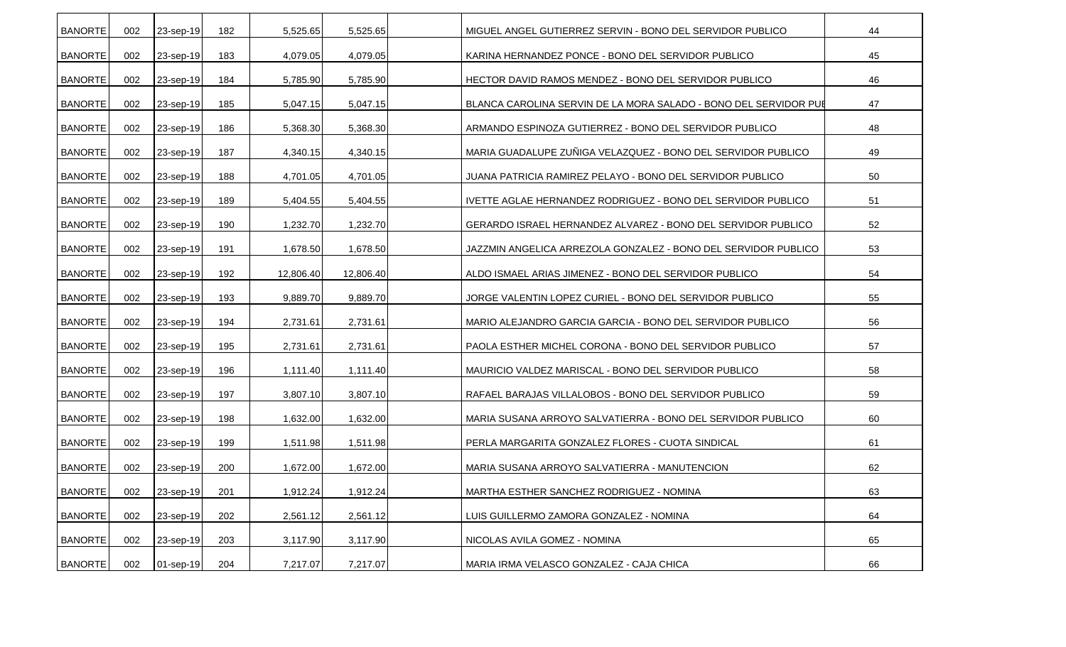| | | | | | | | | |
|---|---|---|---|---|---|---|---|---|
| BANORTE | 002 | 23-sep-19 | 182 | 5,525.65 | 5,525.65 | | MIGUEL ANGEL GUTIERREZ SERVIN - BONO DEL SERVIDOR PUBLICO | 44 |
| BANORTE | 002 | 23-sep-19 | 183 | 4,079.05 | 4,079.05 | | KARINA HERNANDEZ PONCE - BONO DEL SERVIDOR PUBLICO | 45 |
| BANORTE | 002 | 23-sep-19 | 184 | 5,785.90 | 5,785.90 | | HECTOR DAVID RAMOS MENDEZ - BONO DEL SERVIDOR PUBLICO | 46 |
| BANORTE | 002 | 23-sep-19 | 185 | 5,047.15 | 5,047.15 | | BLANCA CAROLINA SERVIN DE LA MORA SALADO - BONO DEL SERVIDOR PUE | 47 |
| BANORTE | 002 | 23-sep-19 | 186 | 5,368.30 | 5,368.30 | | ARMANDO ESPINOZA GUTIERREZ - BONO DEL SERVIDOR PUBLICO | 48 |
| BANORTE | 002 | 23-sep-19 | 187 | 4,340.15 | 4,340.15 | | MARIA GUADALUPE ZUÑIGA VELAZQUEZ - BONO DEL SERVIDOR PUBLICO | 49 |
| BANORTE | 002 | 23-sep-19 | 188 | 4,701.05 | 4,701.05 | | JUANA PATRICIA RAMIREZ PELAYO - BONO DEL SERVIDOR PUBLICO | 50 |
| BANORTE | 002 | 23-sep-19 | 189 | 5,404.55 | 5,404.55 | | IVETTE AGLAE HERNANDEZ RODRIGUEZ - BONO DEL SERVIDOR PUBLICO | 51 |
| BANORTE | 002 | 23-sep-19 | 190 | 1,232.70 | 1,232.70 | | GERARDO ISRAEL HERNANDEZ ALVAREZ - BONO DEL SERVIDOR PUBLICO | 52 |
| BANORTE | 002 | 23-sep-19 | 191 | 1,678.50 | 1,678.50 | | JAZZMIN ANGELICA ARREZOLA GONZALEZ - BONO DEL SERVIDOR PUBLICO | 53 |
| BANORTE | 002 | 23-sep-19 | 192 | 12,806.40 | 12,806.40 | | ALDO ISMAEL ARIAS JIMENEZ - BONO DEL SERVIDOR PUBLICO | 54 |
| BANORTE | 002 | 23-sep-19 | 193 | 9,889.70 | 9,889.70 | | JORGE VALENTIN LOPEZ CURIEL - BONO DEL SERVIDOR PUBLICO | 55 |
| BANORTE | 002 | 23-sep-19 | 194 | 2,731.61 | 2,731.61 | | MARIO ALEJANDRO GARCIA GARCIA - BONO DEL SERVIDOR PUBLICO | 56 |
| BANORTE | 002 | 23-sep-19 | 195 | 2,731.61 | 2,731.61 | | PAOLA ESTHER MICHEL CORONA - BONO DEL SERVIDOR PUBLICO | 57 |
| BANORTE | 002 | 23-sep-19 | 196 | 1,111.40 | 1,111.40 | | MAURICIO VALDEZ MARISCAL - BONO DEL SERVIDOR PUBLICO | 58 |
| BANORTE | 002 | 23-sep-19 | 197 | 3,807.10 | 3,807.10 | | RAFAEL BARAJAS VILLALOBOS - BONO DEL SERVIDOR PUBLICO | 59 |
| BANORTE | 002 | 23-sep-19 | 198 | 1,632.00 | 1,632.00 | | MARIA SUSANA ARROYO SALVATIERRA - BONO DEL SERVIDOR PUBLICO | 60 |
| BANORTE | 002 | 23-sep-19 | 199 | 1,511.98 | 1,511.98 | | PERLA MARGARITA GONZALEZ FLORES - CUOTA SINDICAL | 61 |
| BANORTE | 002 | 23-sep-19 | 200 | 1,672.00 | 1,672.00 | | MARIA SUSANA ARROYO SALVATIERRA - MANUTENCION | 62 |
| BANORTE | 002 | 23-sep-19 | 201 | 1,912.24 | 1,912.24 | | MARTHA ESTHER SANCHEZ RODRIGUEZ - NOMINA | 63 |
| BANORTE | 002 | 23-sep-19 | 202 | 2,561.12 | 2,561.12 | | LUIS GUILLERMO ZAMORA GONZALEZ - NOMINA | 64 |
| BANORTE | 002 | 23-sep-19 | 203 | 3,117.90 | 3,117.90 | | NICOLAS AVILA GOMEZ - NOMINA | 65 |
| BANORTE | 002 | 01-sep-19 | 204 | 7,217.07 | 7,217.07 | | MARIA IRMA VELASCO GONZALEZ - CAJA CHICA | 66 |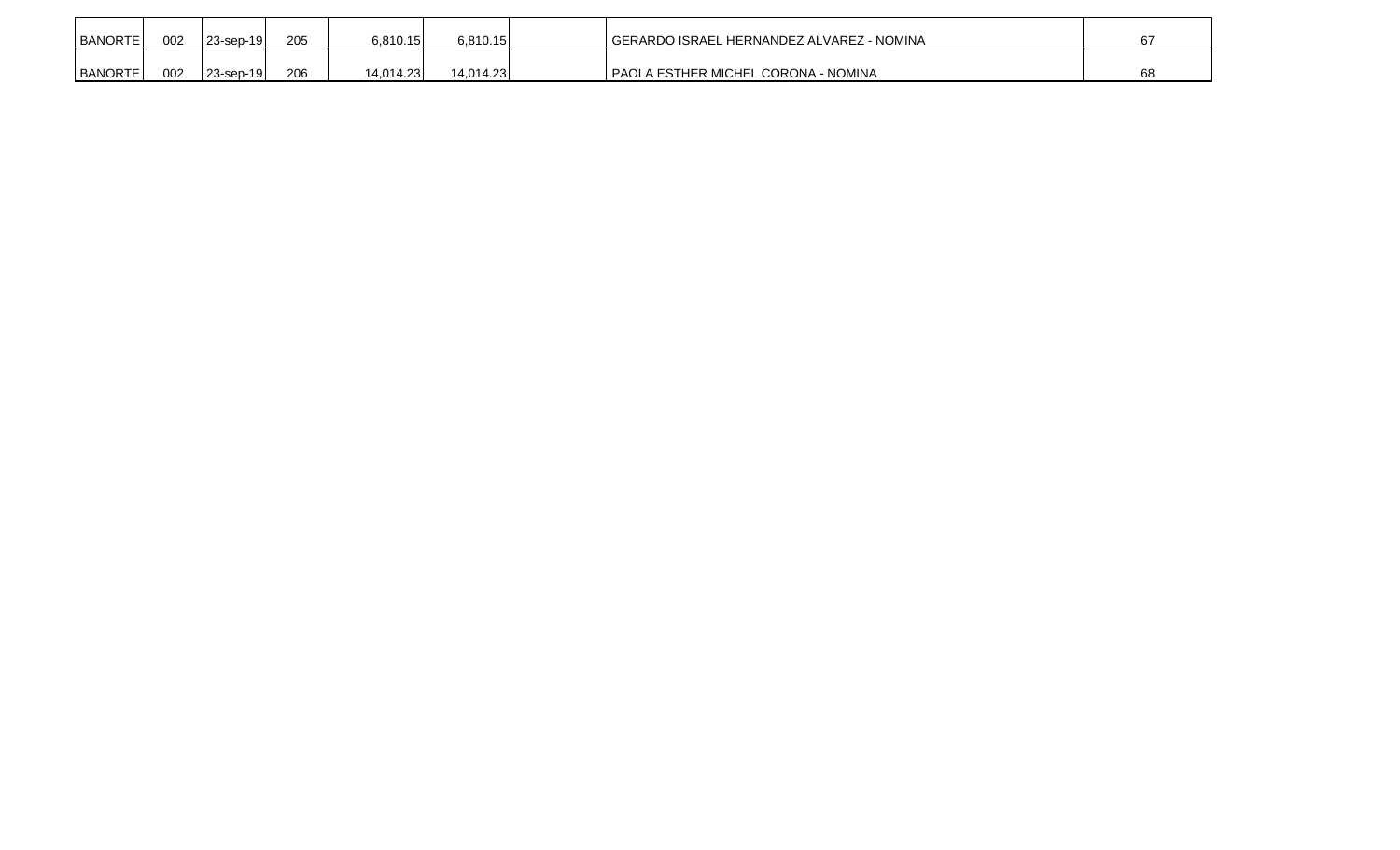| | | | | | | | | |
|---|---|---|---|---|---|---|---|---|
| BANORTE | 002 | 23-sep-19 | 205 | 6,810.15 | 6,810.15 | | GERARDO ISRAEL HERNANDEZ ALVAREZ - NOMINA | 67 |
| BANORTE | 002 | 23-sep-19 | 206 | 14,014.23 | 14,014.23 | | PAOLA ESTHER MICHEL CORONA - NOMINA | 68 |